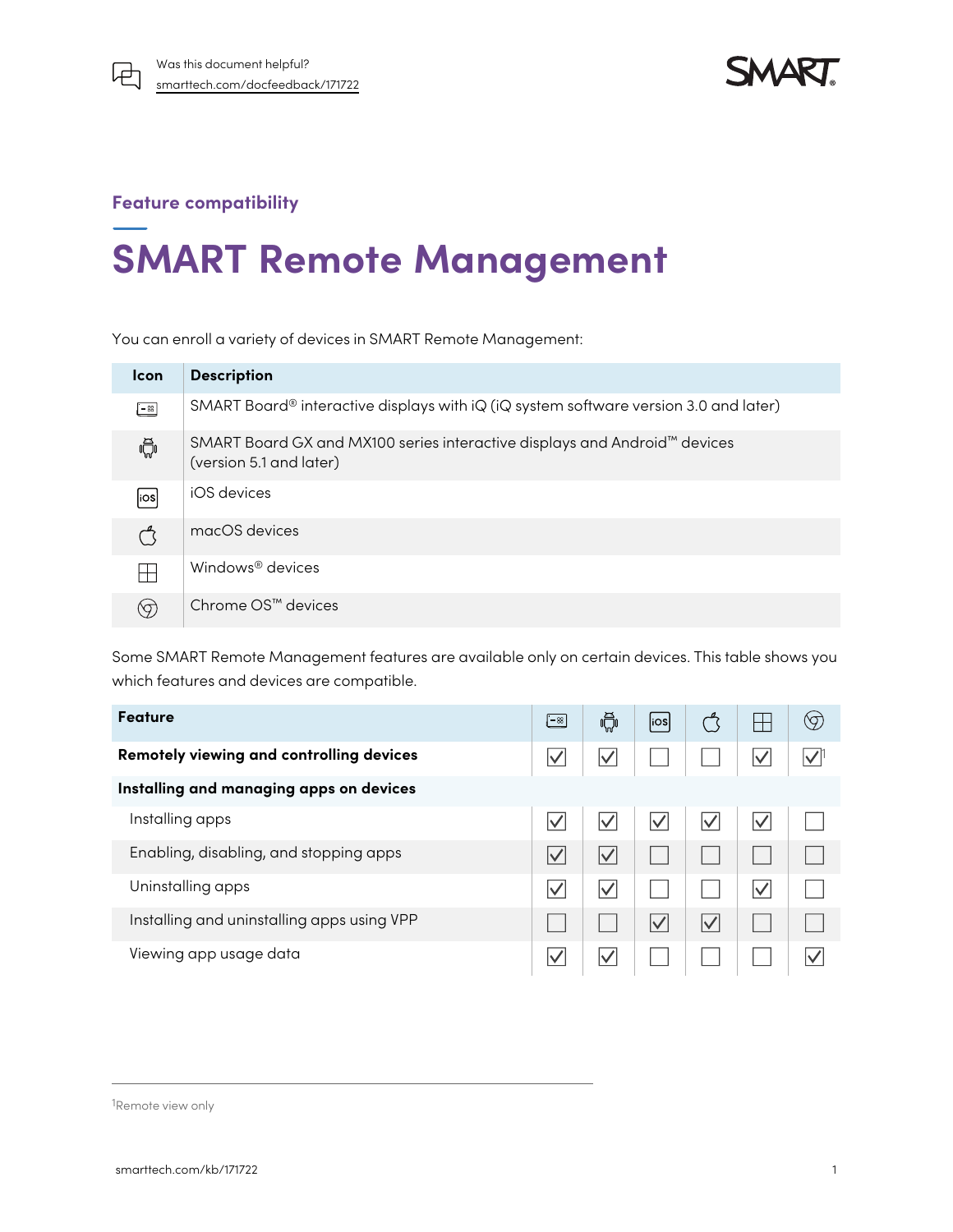Feature compatibility

# SMART Remote Management

You can enroll a variety of devices in SMART Remote Management:

| Icon | Description |
|---|---|
| iQ | SMART Board® interactive displays with iQ (iQ system software version 3.0 and later) |
| Android | SMART Board GX and MX100 series interactive displays and Android™ devices (version 5.1 and later) |
| iOS | iOS devices |
| macOS | macOS devices |
| Windows | Windows® devices |
| Chrome OS | Chrome OS™ devices |

Some SMART Remote Management features are available only on certain devices. This table shows you which features and devices are compatible.

| Feature | iQ | Android | iOS | macOS | Windows | Chrome OS |
|---|---|---|---|---|---|---|
| **Remotely viewing and controlling devices** | ☑ | ☑ | ☐ | ☐ | ☑ | ☑[1] |
| **Installing and managing apps on devices** | | | | | | |
| Installing apps | ☑ | ☑ | ☑ | ☑ | ☑ | ☐ |
| Enabling, disabling, and stopping apps | ☑ | ☑ | ☐ | ☐ | ☐ | ☐ |
| Uninstalling apps | ☑ | ☑ | ☐ | ☐ | ☑ | ☐ |
| Installing and uninstalling apps using VPP | ☐ | ☐ | ☑ | ☑ | ☐ | ☐ |
| Viewing app usage data | ☑ | ☑ | ☐ | ☐ | ☐ | ☑ |

[1]Remote view only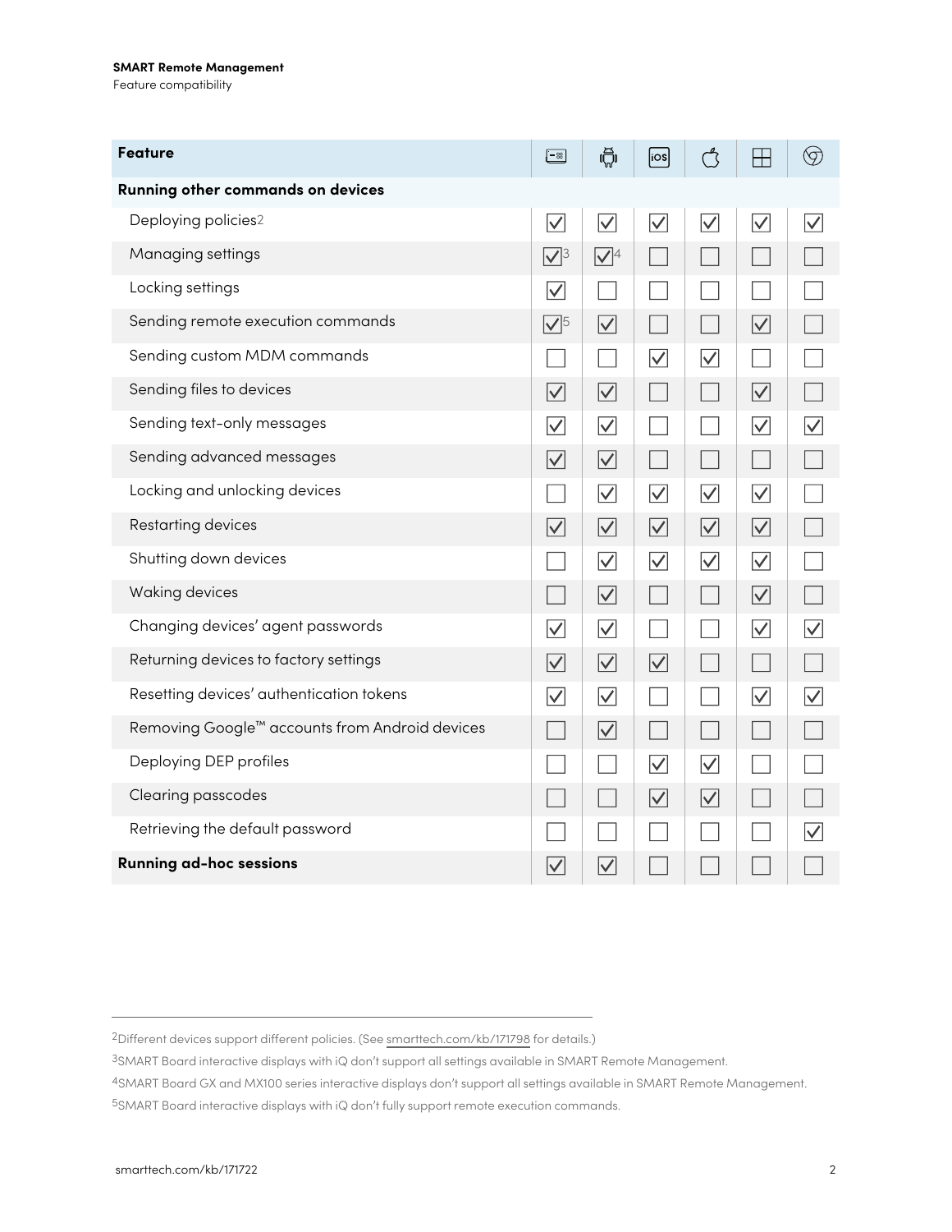| Feature | SMART Board | Android | iOS | macOS | Windows | Chrome OS |
|---|---|---|---|---|---|---|
| **Running other commands on devices** | | | | | | |
| Deploying policies[2] | ☑ | ☑ | ☑ | ☑ | ☑ | ☑ |
| Managing settings | ☑[3] | ☑[4] | ☐ | ☐ | ☐ | ☐ |
| Locking settings | ☑ | ☐ | ☐ | ☐ | ☐ | ☐ |
| Sending remote execution commands | ☑[5] | ☑ | ☐ | ☐ | ☑ | ☐ |
| Sending custom MDM commands | ☐ | ☐ | ☑ | ☑ | ☐ | ☐ |
| Sending files to devices | ☑ | ☑ | ☐ | ☐ | ☑ | ☐ |
| Sending text-only messages | ☑ | ☑ | ☐ | ☐ | ☑ | ☑ |
| Sending advanced messages | ☑ | ☑ | ☐ | ☐ | ☐ | ☐ |
| Locking and unlocking devices | ☐ | ☑ | ☑ | ☑ | ☑ | ☐ |
| Restarting devices | ☑ | ☑ | ☑ | ☑ | ☑ | ☐ |
| Shutting down devices | ☐ | ☑ | ☑ | ☑ | ☑ | ☐ |
| Waking devices | ☐ | ☑ | ☐ | ☐ | ☑ | ☐ |
| Changing devices' agent passwords | ☑ | ☑ | ☐ | ☐ | ☑ | ☑ |
| Returning devices to factory settings | ☑ | ☑ | ☑ | ☐ | ☐ | ☐ |
| Resetting devices' authentication tokens | ☑ | ☑ | ☐ | ☐ | ☑ | ☑ |
| Removing Google™ accounts from Android devices | ☐ | ☑ | ☐ | ☐ | ☐ | ☐ |
| Deploying DEP profiles | ☐ | ☐ | ☑ | ☑ | ☐ | ☐ |
| Clearing passcodes | ☐ | ☐ | ☑ | ☑ | ☐ | ☐ |
| Retrieving the default password | ☐ | ☐ | ☐ | ☐ | ☐ | ☑ |
| **Running ad-hoc sessions** | ☑ | ☑ | ☐ | ☐ | ☐ | ☐ |

---

[2]Different devices support different policies. (See smarttech.com/kb/171798 for details.)

[3]SMART Board interactive displays with iQ don't support all settings available in SMART Remote Management.

[4]SMART Board GX and MX100 series interactive displays don't support all settings available in SMART Remote Management.

[5]SMART Board interactive displays with iQ don't fully support remote execution commands.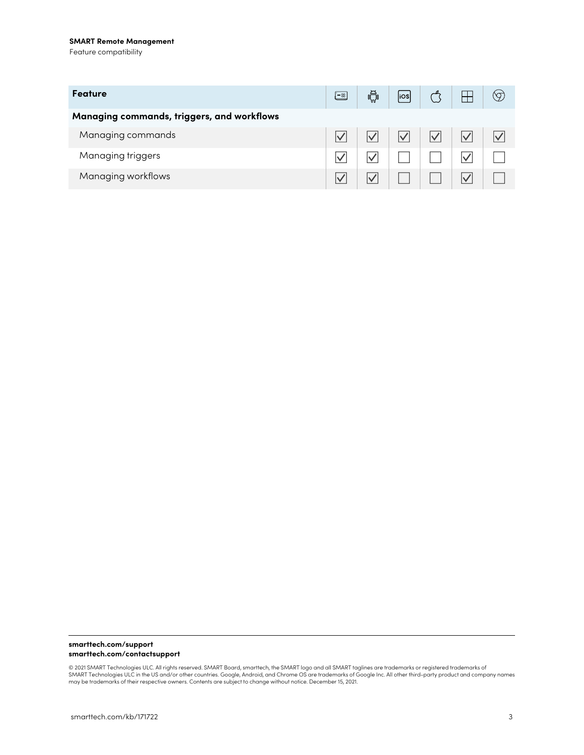| Feature | SMART Board | Android | iOS | macOS | Windows | Chrome OS |
|---|---|---|---|---|---|---|
| **Managing commands, triggers, and workflows** | | | | | | |
| Managing commands | ☑ | ☑ | ☑ | ☑ | ☑ | ☑ |
| Managing triggers | ☑ | ☑ | ☐ | ☐ | ☑ | ☐ |
| Managing workflows | ☑ | ☑ | ☐ | ☐ | ☑ | ☐ |

**smarttech.com/support**
**smarttech.com/contactsupport**

© 2021 SMART Technologies ULC. All rights reserved. SMART Board, smarttech, the SMART logo and all SMART taglines are trademarks or registered trademarks of SMART Technologies ULC in the US and/or other countries. Google, Android, and Chrome OS are trademarks of Google Inc. All other third-party product and company names may be trademarks of their respective owners. Contents are subject to change without notice. December 15, 2021.